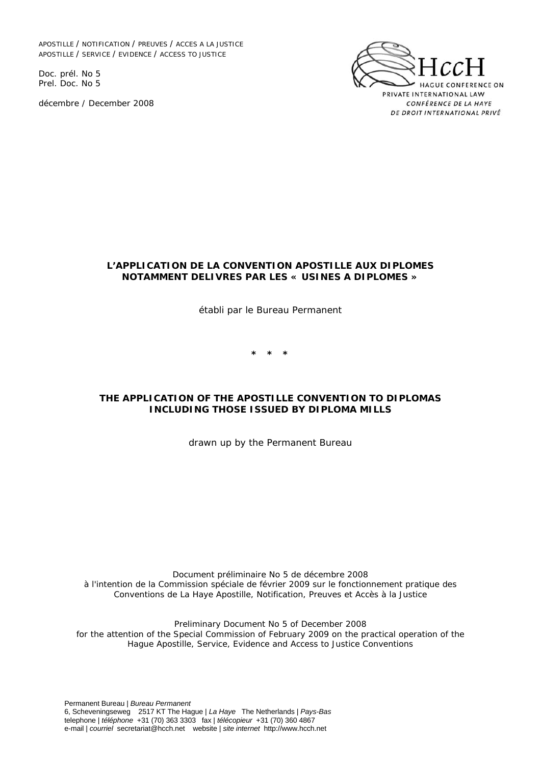APOSTILLE / NOTIFICATION / PREUVES / ACCES A LA JUSTICE
APOSTILLE / SERVICE / EVIDENCE / ACCESS TO JUSTICE

Doc. prél. No 5
Prel. Doc. No 5

décembre / December 2008

HccH
HAGUE CONFERENCE ON PRIVATE INTERNATIONAL LAW
CONFÉRENCE DE LA HAYE DE DROIT INTERNATIONAL PRIVÉ

**L'APPLICATION DE LA CONVENTION APOSTILLE AUX DIPLOMES NOTAMMENT DELIVRES PAR LES « USINES A DIPLOMES »**

établi par le Bureau Permanent

\* \* \*

**THE APPLICATION OF THE APOSTILLE CONVENTION TO DIPLOMAS INCLUDING THOSE ISSUED BY DIPLOMA MILLS**

drawn up by the Permanent Bureau

Document préliminaire No 5 de décembre 2008
à l'intention de la Commission spéciale de février 2009 sur le fonctionnement pratique des Conventions de La Haye Apostille, Notification, Preuves et Accès à la Justice

Preliminary Document No 5 of December 2008
for the attention of the Special Commission of February 2009 on the practical operation of the Hague Apostille, Service, Evidence and Access to Justice Conventions

Permanent Bureau | *Bureau Permanent*
6, Scheveningseweg 2517 KT The Hague | *La Haye* The Netherlands | *Pays-Bas*
telephone | *téléphone* +31 (70) 363 3303 fax | *télécopieur* +31 (70) 360 4867
e-mail | *courriel* secretariat@hcch.net website | *site internet* http://www.hcch.net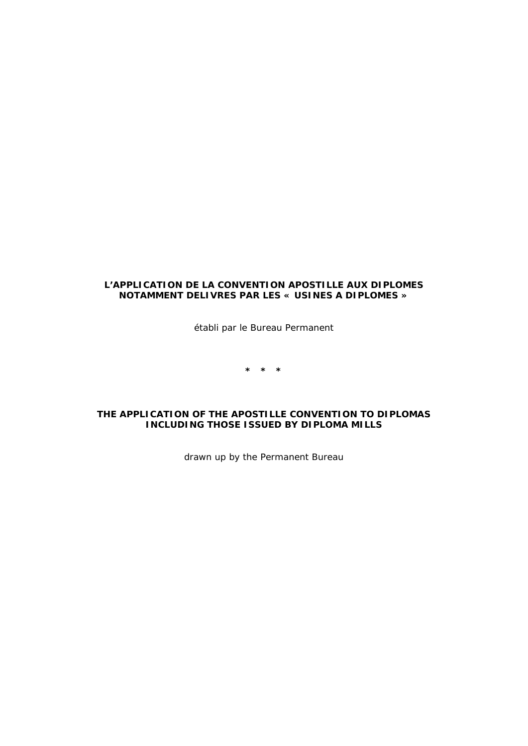**L'APPLICATION DE LA CONVENTION APOSTILLE AUX DIPLOMES NOTAMMENT DELIVRES PAR LES « USINES A DIPLOMES »**

*établi par le Bureau Permanent*

\* \* \*

**THE APPLICATION OF THE APOSTILLE CONVENTION TO DIPLOMAS INCLUDING THOSE ISSUED BY DIPLOMA MILLS**

*drawn up by the Permanent Bureau*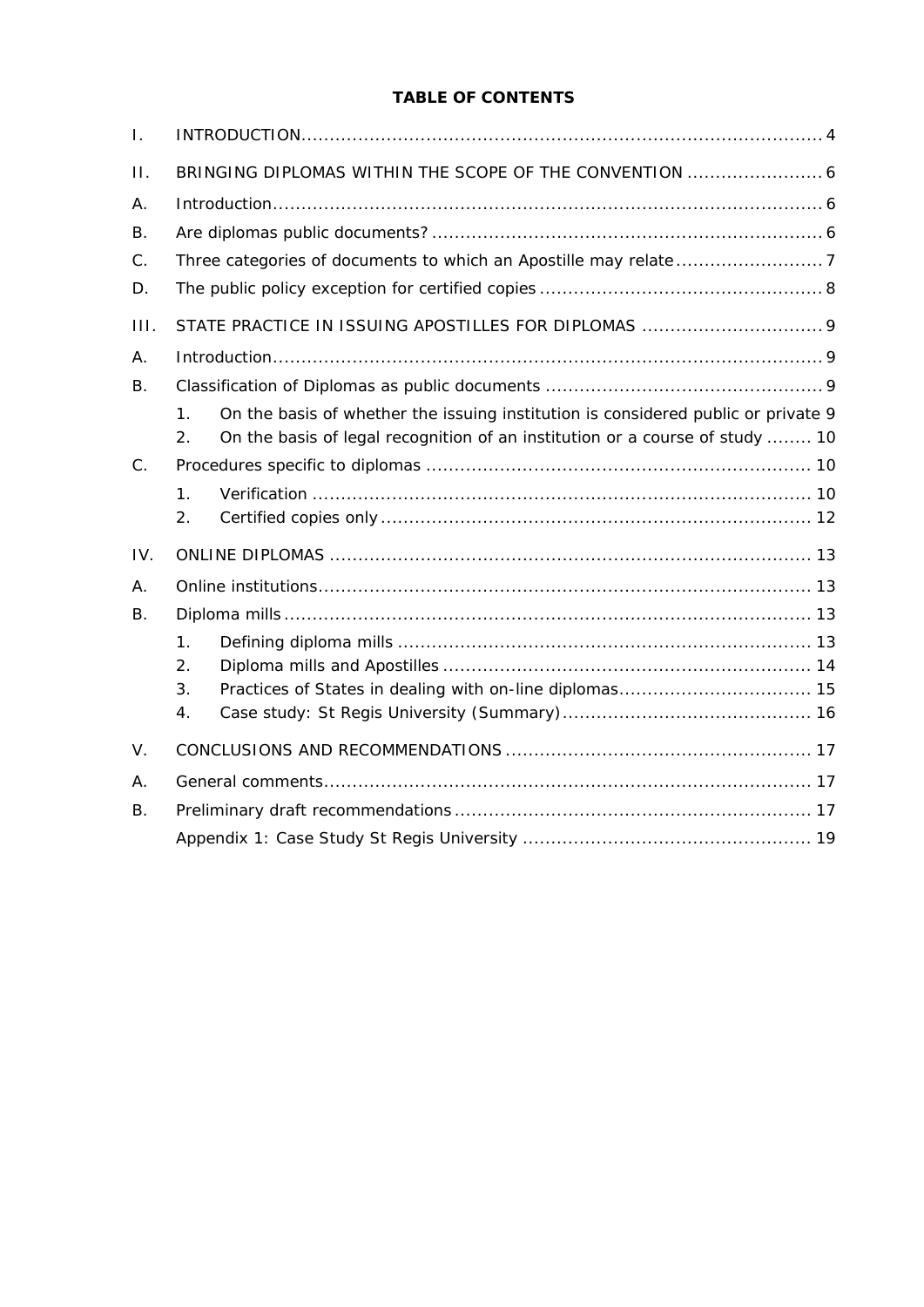**TABLE OF CONTENTS**

I. INTRODUCTION ........ 4

II. BRINGING DIPLOMAS WITHIN THE SCOPE OF THE CONVENTION ........ 6

A. Introduction ........ 6

B. Are diplomas public documents? ........ 6

C. Three categories of documents to which an Apostille may relate ........ 7

D. The public policy exception for certified copies ........ 8

III. STATE PRACTICE IN ISSUING APOSTILLES FOR DIPLOMAS ........ 9

A. Introduction ........ 9

B. Classification of Diplomas as public documents ........ 9

1. On the basis of whether the issuing institution is considered public or private 9
2. On the basis of legal recognition of an institution or a course of study ........ 10

C. Procedures specific to diplomas ........ 10

1. Verification ........ 10
2. Certified copies only ........ 12

IV. ONLINE DIPLOMAS ........ 13

A. Online institutions ........ 13

B. Diploma mills ........ 13

1. Defining diploma mills ........ 13
2. Diploma mills and Apostilles ........ 14
3. Practices of States in dealing with on-line diplomas ........ 15
4. Case study: St Regis University (Summary) ........ 16

V. CONCLUSIONS AND RECOMMENDATIONS ........ 17

A. General comments ........ 17

B. Preliminary draft recommendations ........ 17

Appendix 1: Case Study St Regis University ........ 19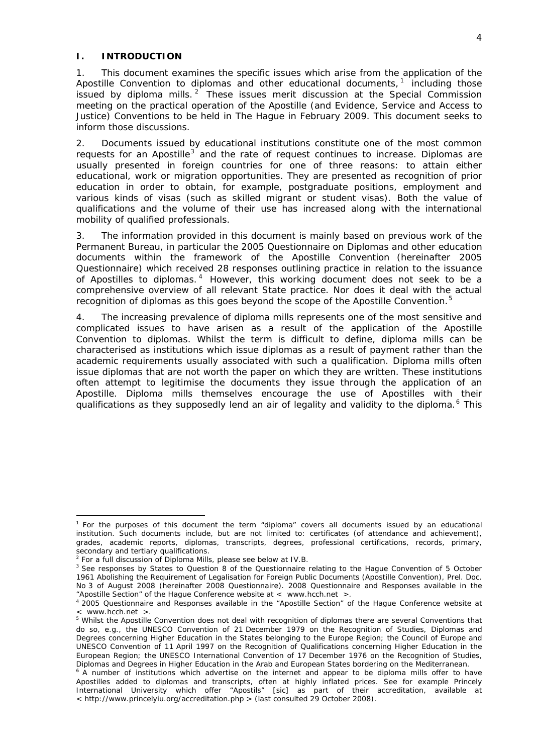## I. INTRODUCTION

1. This document examines the specific issues which arise from the application of the Apostille Convention to diplomas and other educational documents,[1] including those issued by diploma mills.[2] These issues merit discussion at the Special Commission meeting on the practical operation of the Apostille (and Evidence, Service and Access to Justice) Conventions to be held in The Hague in February 2009. This document seeks to inform those discussions.

2. Documents issued by educational institutions constitute one of the most common requests for an Apostille[3] and the rate of request continues to increase. Diplomas are usually presented in foreign countries for one of three reasons: to attain either educational, work or migration opportunities. They are presented as recognition of prior education in order to obtain, for example, postgraduate positions, employment and various kinds of visas (such as skilled migrant or student visas). Both the value of qualifications and the volume of their use has increased along with the international mobility of qualified professionals.

3. The information provided in this document is mainly based on previous work of the Permanent Bureau, in particular the 2005 Questionnaire on Diplomas and other education documents within the framework of the Apostille Convention (hereinafter 2005 Questionnaire) which received 28 responses outlining practice in relation to the issuance of Apostilles to diplomas.[4] However, this working document does not seek to be a comprehensive overview of all relevant State practice. Nor does it deal with the actual recognition of diplomas as this goes beyond the scope of the Apostille Convention.[5]

4. The increasing prevalence of diploma mills represents one of the most sensitive and complicated issues to have arisen as a result of the application of the Apostille Convention to diplomas. Whilst the term is difficult to define, diploma mills can be characterised as institutions which issue diplomas as a result of payment rather than the academic requirements usually associated with such a qualification. Diploma mills often issue diplomas that are not worth the paper on which they are written. These institutions often attempt to legitimise the documents they issue through the application of an Apostille. Diploma mills themselves encourage the use of Apostilles with their qualifications as they supposedly lend an air of legality and validity to the diploma.[6] This

---

[1] For the purposes of this document the term "diploma" covers all documents issued by an educational institution. Such documents include, but are not limited to: certificates (of attendance and achievement), grades, academic reports, diplomas, transcripts, degrees, professional certifications, records, primary, secondary and tertiary qualifications.

[2] For a full discussion of Diploma Mills, please see below at IV.B.

[3] See responses by States to Question 8 of the Questionnaire relating to the Hague Convention of 5 October 1961 Abolishing the Requirement of Legalisation for Foreign Public Documents (Apostille Convention), Prel. Doc. No 3 of August 2008 (hereinafter 2008 Questionnaire). 2008 Questionnaire and Responses available in the "Apostille Section" of the Hague Conference website at < www.hcch.net >.

[4] 2005 Questionnaire and Responses available in the "Apostille Section" of the Hague Conference website at < www.hcch.net >.

[5] Whilst the Apostille Convention does not deal with recognition of diplomas there are several Conventions that do so, e.g., the UNESCO Convention of 21 December 1979 on the Recognition of Studies, Diplomas and Degrees concerning Higher Education in the States belonging to the Europe Region; the Council of Europe and UNESCO Convention of 11 April 1997 on the Recognition of Qualifications concerning Higher Education in the European Region; the UNESCO International Convention of 17 December 1976 on the Recognition of Studies, Diplomas and Degrees in Higher Education in the Arab and European States bordering on the Mediterranean.

[6] A number of institutions which advertise on the internet and appear to be diploma mills offer to have Apostilles added to diplomas and transcripts, often at highly inflated prices. See for example Princely International University which offer "Apostils" [sic] as part of their accreditation, available at < http://www.princelyiu.org/accreditation.php > (last consulted 29 October 2008).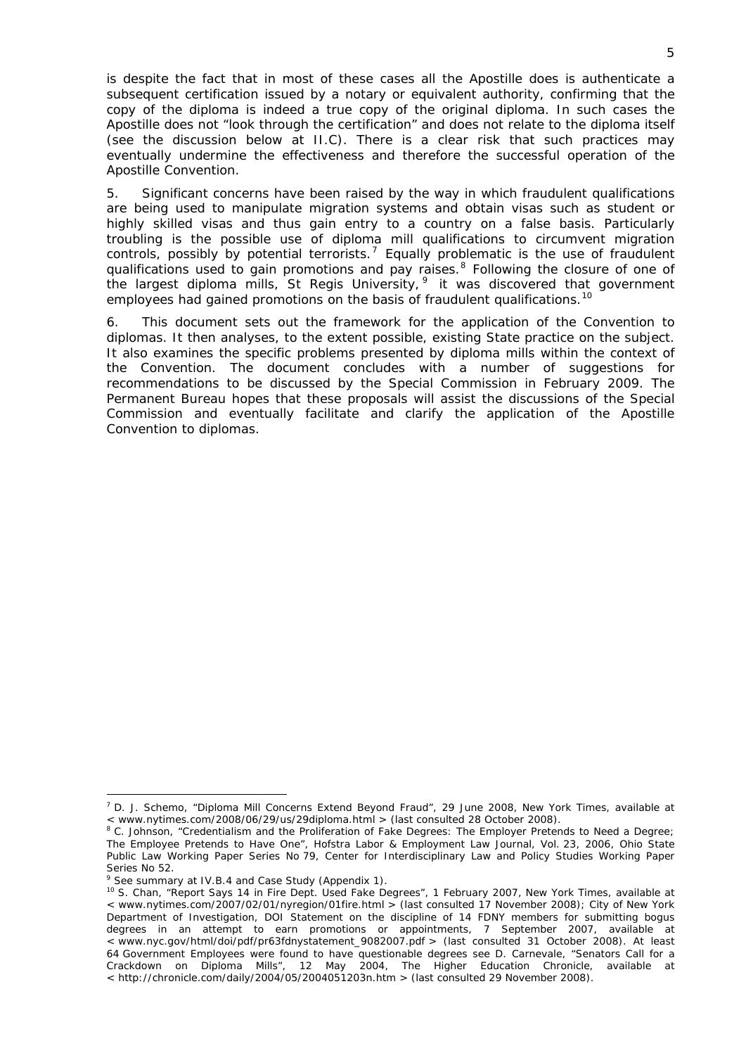is despite the fact that in most of these cases all the Apostille does is authenticate a subsequent certification issued by a notary or equivalent authority, confirming that the copy of the diploma is indeed a true copy of the original diploma. In such cases the Apostille does not "look through the certification" and does not relate to the diploma itself (see the discussion below at II.C). There is a clear risk that such practices may eventually undermine the effectiveness and therefore the successful operation of the Apostille Convention.

5. Significant concerns have been raised by the way in which fraudulent qualifications are being used to manipulate migration systems and obtain visas such as student or highly skilled visas and thus gain entry to a country on a false basis. Particularly troubling is the possible use of diploma mill qualifications to circumvent migration controls, possibly by potential terrorists.[7] Equally problematic is the use of fraudulent qualifications used to gain promotions and pay raises.[8] Following the closure of one of the largest diploma mills, St Regis University,[9] it was discovered that government employees had gained promotions on the basis of fraudulent qualifications.[10]

6. This document sets out the framework for the application of the Convention to diplomas. It then analyses, to the extent possible, existing State practice on the subject. It also examines the specific problems presented by diploma mills within the context of the Convention. The document concludes with a number of suggestions for recommendations to be discussed by the Special Commission in February 2009. The Permanent Bureau hopes that these proposals will assist the discussions of the Special Commission and eventually facilitate and clarify the application of the Apostille Convention to diplomas.

---

[7] D. J. Schemo, "Diploma Mill Concerns Extend Beyond Fraud", 29 June 2008, New York Times, available at < www.nytimes.com/2008/06/29/us/29diploma.html > (last consulted 28 October 2008).

[8] C. Johnson, "Credentialism and the Proliferation of Fake Degrees: The Employer Pretends to Need a Degree; The Employee Pretends to Have One", Hofstra Labor & Employment Law Journal, Vol. 23, 2006, Ohio State Public Law Working Paper Series No 79, Center for Interdisciplinary Law and Policy Studies Working Paper Series No 52.

[9] See summary at IV.B.4 and Case Study (Appendix 1).

[10] S. Chan, "Report Says 14 in Fire Dept. Used Fake Degrees", 1 February 2007, New York Times, available at < www.nytimes.com/2007/02/01/nyregion/01fire.html > (last consulted 17 November 2008); City of New York Department of Investigation, DOI Statement on the discipline of 14 FDNY members for submitting bogus degrees in an attempt to earn promotions or appointments, 7 September 2007, available at < www.nyc.gov/html/doi/pdf/pr63fdnystatement_9082007.pdf > (last consulted 31 October 2008). At least 64 Government Employees were found to have questionable degrees see D. Carnevale, "Senators Call for a Crackdown on Diploma Mills", 12 May 2004, The Higher Education Chronicle, available at < http://chronicle.com/daily/2004/05/2004051203n.htm > (last consulted 29 November 2008).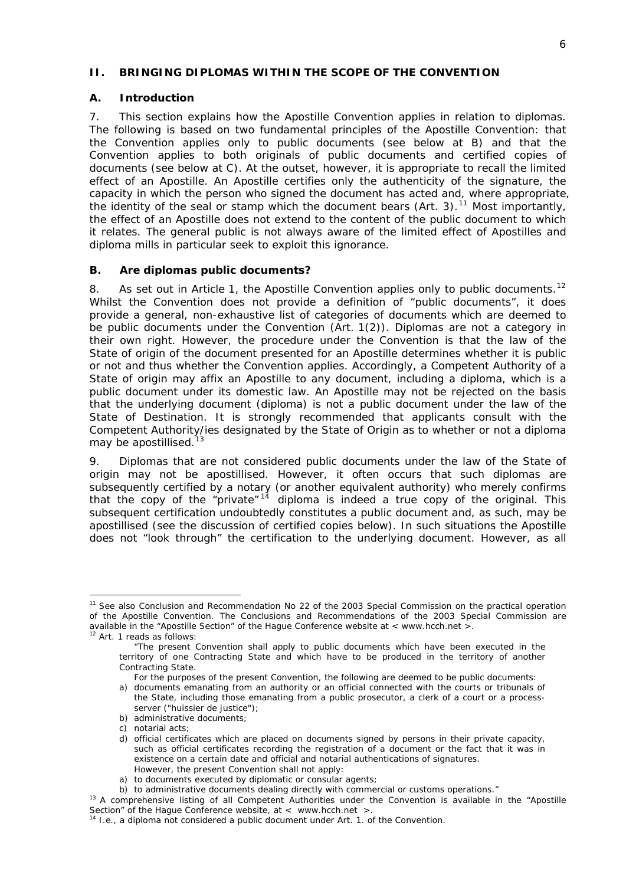## II. BRINGING DIPLOMAS WITHIN THE SCOPE OF THE CONVENTION

### A. Introduction

7. This section explains how the Apostille Convention applies in relation to diplomas. The following is based on two fundamental principles of the Apostille Convention: that the Convention applies only to public documents (see below at B) and that the Convention applies to both originals of public documents and certified copies of documents (see below at C). At the outset, however, it is appropriate to recall the limited effect of an Apostille. An Apostille certifies only the authenticity of the signature, the capacity in which the person who signed the document has acted and, where appropriate, the identity of the seal or stamp which the document bears (Art. 3).[11] Most importantly, the effect of an Apostille does not extend to the content of the public document to which it relates. The general public is not always aware of the limited effect of Apostilles and diploma mills in particular seek to exploit this ignorance.

### B. Are diplomas public documents?

8. As set out in Article 1, the Apostille Convention applies only to public documents.[12] Whilst the Convention does not provide a definition of "public documents", it does provide a general, non-exhaustive list of categories of documents which are deemed to be public documents under the Convention (Art. 1(2)). Diplomas are not a category in their own right. However, the procedure under the Convention is that the law of the State of origin of the document presented for an Apostille determines whether it is public or not and thus whether the Convention applies. Accordingly, a Competent Authority of a State of origin may affix an Apostille to any document, including a diploma, which is a public document under its domestic law. An Apostille may not be rejected on the basis that the underlying document (diploma) is not a public document under the law of the State of Destination. It is strongly recommended that applicants consult with the Competent Authority/ies designated by the State of Origin as to whether or not a diploma may be apostillised.[13]

9. Diplomas that are not considered public documents under the law of the State of origin may not be apostillised. However, it often occurs that such diplomas are subsequently certified by a notary (or another equivalent authority) who merely confirms that the copy of the "private"[14] diploma is indeed a true copy of the original. This subsequent certification undoubtedly constitutes a public document and, as such, may be apostillised (see the discussion of certified copies below). In such situations the Apostille does not "look through" the certification to the underlying document. However, as all

---

[11] See also Conclusion and Recommendation No 22 of the 2003 Special Commission on the practical operation of the Apostille Convention. The Conclusions and Recommendations of the 2003 Special Commission are available in the "Apostille Section" of the Hague Conference website at < www.hcch.net >.

[12] Art. 1 reads as follows:

> "The present Convention shall apply to public documents which have been executed in the territory of one Contracting State and which have to be produced in the territory of another Contracting State.
>
> For the purposes of the present Convention, the following are deemed to be public documents:
>
> a) documents emanating from an authority or an official connected with the courts or tribunals of the State, including those emanating from a public prosecutor, a clerk of a court or a process-server ("huissier de justice");
> b) administrative documents;
> c) notarial acts;
> d) official certificates which are placed on documents signed by persons in their private capacity, such as official certificates recording the registration of a document or the fact that it was in existence on a certain date and official and notarial authentications of signatures.
>
> However, the present Convention shall not apply:
>
> a) to documents executed by diplomatic or consular agents;
> b) to administrative documents dealing directly with commercial or customs operations."

[13] A comprehensive listing of all Competent Authorities under the Convention is available in the "Apostille Section" of the Hague Conference website, at < www.hcch.net >.

[14] I.e., a diploma not considered a public document under Art. 1. of the Convention.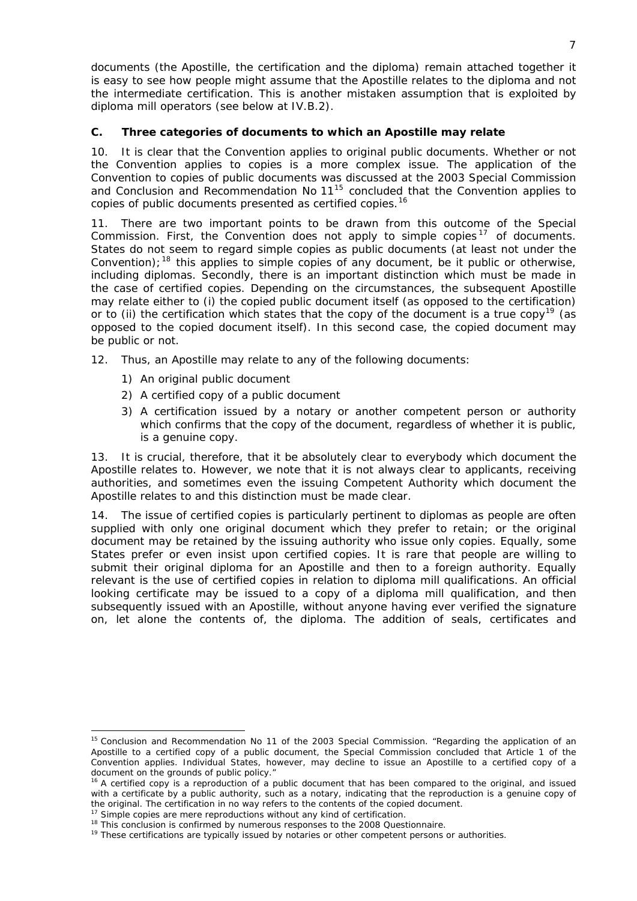documents (the Apostille, the certification and the diploma) remain attached together it is easy to see how people might assume that the Apostille relates to the diploma and not the intermediate certification. This is another mistaken assumption that is exploited by diploma mill operators (see below at IV.B.2).

### C. Three categories of documents to which an Apostille may relate

10. It is clear that the Convention applies to original public documents. Whether or not the Convention applies to copies is a more complex issue. The application of the Convention to copies of public documents was discussed at the 2003 Special Commission and Conclusion and Recommendation No 11[15] concluded that the Convention applies to copies of public documents presented as certified copies.[16]

11. There are two important points to be drawn from this outcome of the Special Commission. First, the Convention does not apply to simple copies[17] of documents. States do not seem to regard simple copies as public documents (at least not under the Convention);[18] this applies to simple copies of any document, be it public or otherwise, including diplomas. Secondly, there is an important distinction which must be made in the case of certified copies. Depending on the circumstances, the subsequent Apostille may relate either to (i) the copied public document itself (as opposed to the certification) or to (ii) the certification which states that the copy of the document is a true copy[19] (as opposed to the copied document itself). In this second case, the copied document may be public or not.

12. Thus, an Apostille may relate to any of the following documents:

1) An original public document
2) A certified copy of a public document
3) A certification issued by a notary or another competent person or authority which confirms that the copy of the document, regardless of whether it is public, is a genuine copy.

13. It is crucial, therefore, that it be absolutely clear to everybody which document the Apostille relates to. However, we note that it is not always clear to applicants, receiving authorities, and sometimes even the issuing Competent Authority which document the Apostille relates to and this distinction must be made clear.

14. The issue of certified copies is particularly pertinent to diplomas as people are often supplied with only one original document which they prefer to retain; or the original document may be retained by the issuing authority who issue only copies. Equally, some States prefer or even insist upon certified copies. It is rare that people are willing to submit their original diploma for an Apostille and then to a foreign authority. Equally relevant is the use of certified copies in relation to diploma mill qualifications. An official looking certificate may be issued to a copy of a diploma mill qualification, and then subsequently issued with an Apostille, without anyone having ever verified the signature on, let alone the contents of, the diploma. The addition of seals, certificates and

---

[15] Conclusion and Recommendation No 11 of the 2003 Special Commission. "Regarding the application of an Apostille to a certified copy of a public document, the Special Commission concluded that Article 1 of the Convention applies. Individual States, however, may decline to issue an Apostille to a certified copy of a document on the grounds of public policy."

[16] A certified copy is a reproduction of a public document that has been compared to the original, and issued with a certificate by a public authority, such as a notary, indicating that the reproduction is a genuine copy of the original. The certification in no way refers to the contents of the copied document.

[17] Simple copies are mere reproductions without any kind of certification.

[18] This conclusion is confirmed by numerous responses to the 2008 Questionnaire.

[19] These certifications are typically issued by notaries or other competent persons or authorities.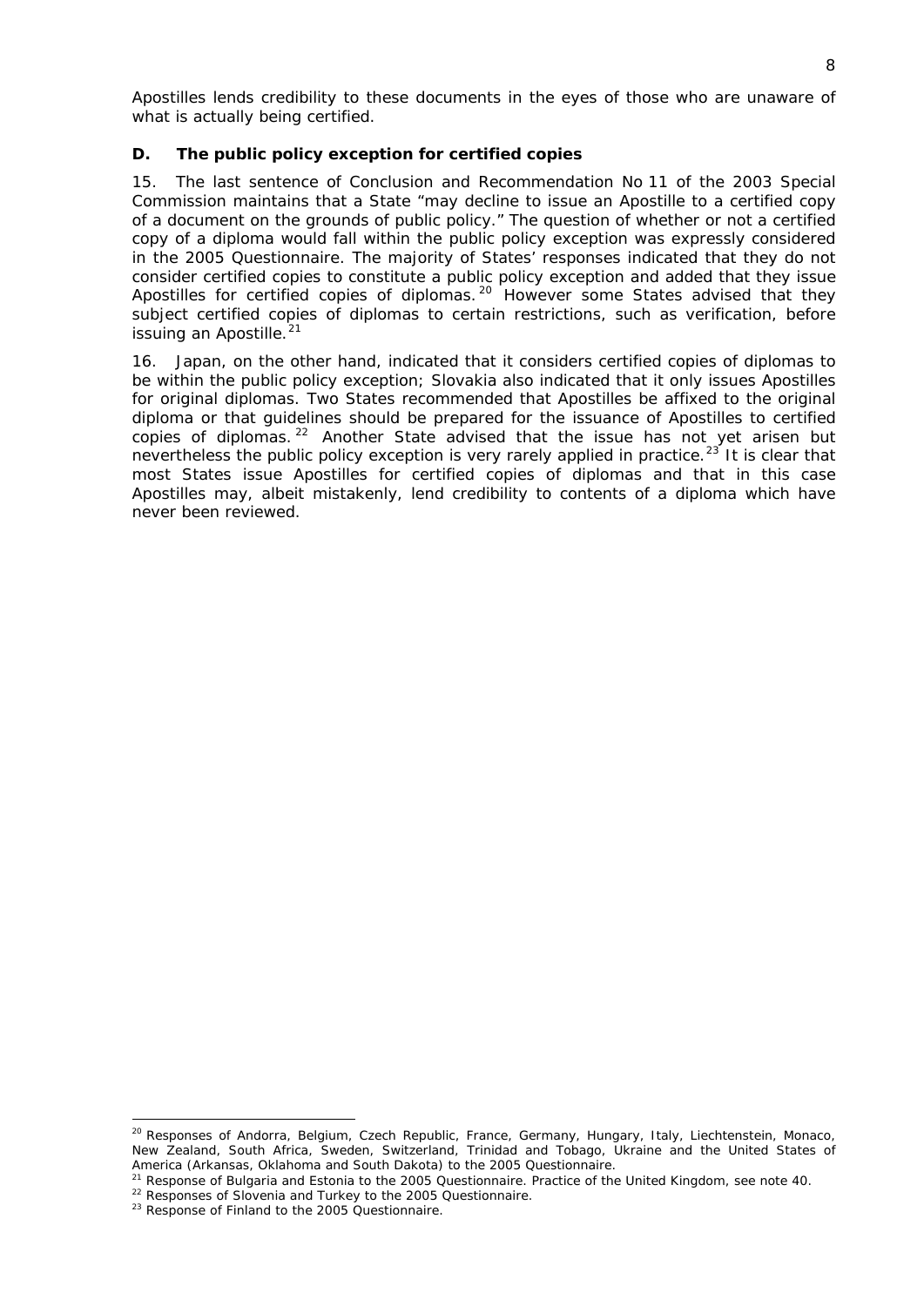Apostilles lends credibility to these documents in the eyes of those who are unaware of what is actually being certified.

### D. The public policy exception for certified copies

15. The last sentence of Conclusion and Recommendation No 11 of the 2003 Special Commission maintains that a State "may decline to issue an Apostille to a certified copy of a document on the grounds of public policy." The question of whether or not a certified copy of a diploma would fall within the public policy exception was expressly considered in the 2005 Questionnaire. The majority of States' responses indicated that they do not consider certified copies to constitute a public policy exception and added that they issue Apostilles for certified copies of diplomas.[20] However some States advised that they subject certified copies of diplomas to certain restrictions, such as verification, before issuing an Apostille.[21]

16. Japan, on the other hand, indicated that it considers certified copies of diplomas to be within the public policy exception; Slovakia also indicated that it only issues Apostilles for original diplomas. Two States recommended that Apostilles be affixed to the original diploma or that guidelines should be prepared for the issuance of Apostilles to certified copies of diplomas.[22] Another State advised that the issue has not yet arisen but nevertheless the public policy exception is very rarely applied in practice.[23] It is clear that most States issue Apostilles for certified copies of diplomas and that in this case Apostilles may, albeit mistakenly, lend credibility to contents of a diploma which have never been reviewed.

---

[20] Responses of Andorra, Belgium, Czech Republic, France, Germany, Hungary, Italy, Liechtenstein, Monaco, New Zealand, South Africa, Sweden, Switzerland, Trinidad and Tobago, Ukraine and the United States of America (Arkansas, Oklahoma and South Dakota) to the 2005 Questionnaire.

[21] Response of Bulgaria and Estonia to the 2005 Questionnaire. Practice of the United Kingdom, see note 40.

[22] Responses of Slovenia and Turkey to the 2005 Questionnaire.

[23] Response of Finland to the 2005 Questionnaire.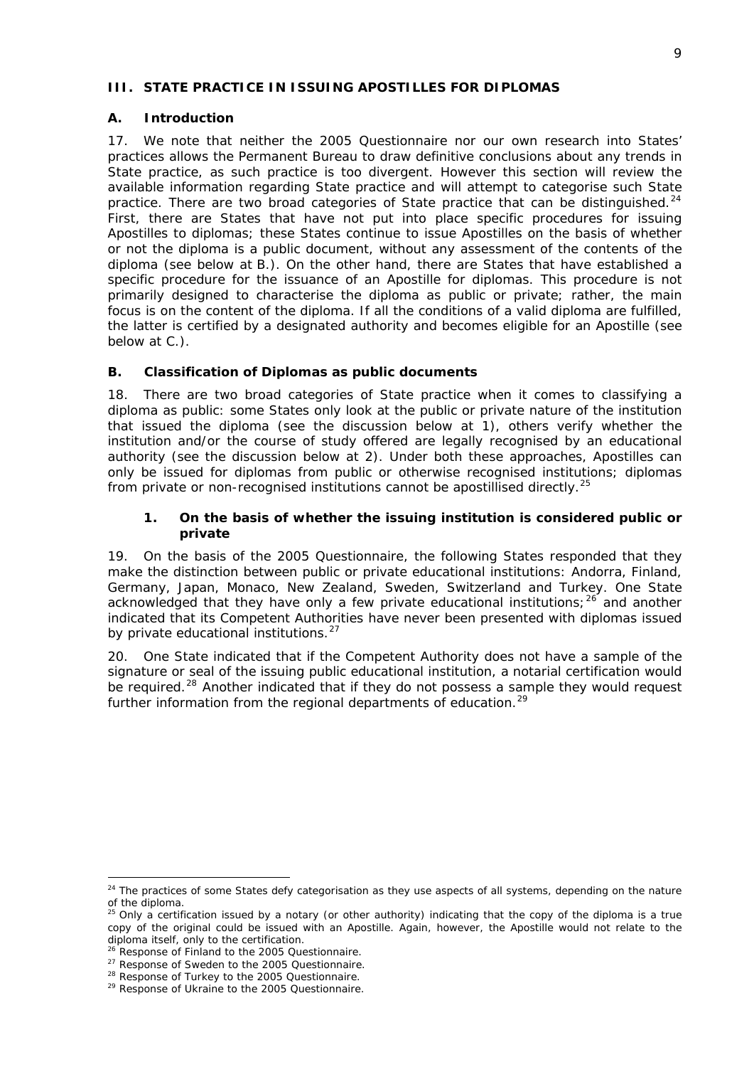## III. STATE PRACTICE IN ISSUING APOSTILLES FOR DIPLOMAS

### A. Introduction

17. We note that neither the 2005 Questionnaire nor our own research into States' practices allows the Permanent Bureau to draw definitive conclusions about any trends in State practice, as such practice is too divergent. However this section will review the available information regarding State practice and will attempt to categorise such State practice. There are two broad categories of State practice that can be distinguished.[24] First, there are States that have not put into place specific procedures for issuing Apostilles to diplomas; these States continue to issue Apostilles on the basis of whether or not the diploma is a public document, without any assessment of the contents of the diploma (see below at B.). On the other hand, there are States that have established a specific procedure for the issuance of an Apostille for diplomas. This procedure is not primarily designed to characterise the diploma as public or private; rather, the main focus is on the content of the diploma. If all the conditions of a valid diploma are fulfilled, the latter is certified by a designated authority and becomes eligible for an Apostille (see below at C.).

### B. Classification of Diplomas as public documents

18. There are two broad categories of State practice when it comes to classifying a diploma as public: some States only look at the public or private nature of the institution that issued the diploma (see the discussion below at 1), others verify whether the institution and/or the course of study offered are legally recognised by an educational authority (see the discussion below at 2). Under both these approaches, Apostilles can only be issued for diplomas from public or otherwise recognised institutions; diplomas from private or non-recognised institutions cannot be apostillised directly.[25]

#### 1. On the basis of whether the issuing institution is considered public or private

19. On the basis of the 2005 Questionnaire, the following States responded that they make the distinction between public or private educational institutions: Andorra, Finland, Germany, Japan, Monaco, New Zealand, Sweden, Switzerland and Turkey. One State acknowledged that they have only a few private educational institutions;[26] and another indicated that its Competent Authorities have never been presented with diplomas issued by private educational institutions.[27]

20. One State indicated that if the Competent Authority does not have a sample of the signature or seal of the issuing public educational institution, a notarial certification would be required.[28] Another indicated that if they do not possess a sample they would request further information from the regional departments of education.[29]

---

[24] The practices of some States defy categorisation as they use aspects of all systems, depending on the nature of the diploma.

[25] Only a certification issued by a notary (or other authority) indicating that the copy of the diploma is a true copy of the original could be issued with an Apostille. Again, however, the Apostille would not relate to the diploma itself, only to the certification.

[26] Response of Finland to the 2005 Questionnaire.

[27] Response of Sweden to the 2005 Questionnaire.

[28] Response of Turkey to the 2005 Questionnaire.

[29] Response of Ukraine to the 2005 Questionnaire.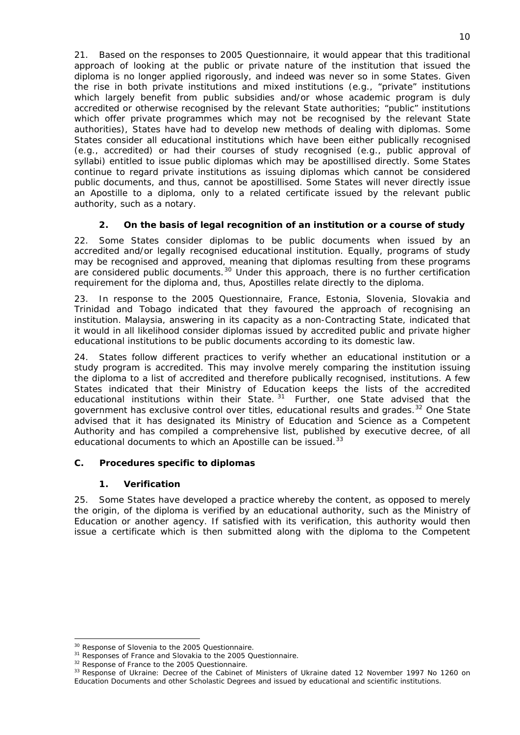21. Based on the responses to 2005 Questionnaire, it would appear that this traditional approach of looking at the public or private nature of the institution that issued the diploma is no longer applied rigorously, and indeed was never so in some States. Given the rise in both private institutions and mixed institutions (e.g., "private" institutions which largely benefit from public subsidies and/or whose academic program is duly accredited or otherwise recognised by the relevant State authorities; "public" institutions which offer private programmes which may not be recognised by the relevant State authorities), States have had to develop new methods of dealing with diplomas. Some States consider all educational institutions which have been either publically recognised (e.g., accredited) or had their courses of study recognised (e.g., public approval of syllabi) entitled to issue public diplomas which may be apostillised directly. Some States continue to regard private institutions as issuing diplomas which cannot be considered public documents, and thus, cannot be apostillised. Some States will never directly issue an Apostille to a diploma, only to a related certificate issued by the relevant public authority, such as a notary.

#### 2. On the basis of legal recognition of an institution or a course of study

22. Some States consider diplomas to be public documents when issued by an accredited and/or legally recognised educational institution. Equally, programs of study may be recognised and approved, meaning that diplomas resulting from these programs are considered public documents.[30] Under this approach, there is no further certification requirement for the diploma and, thus, Apostilles relate directly to the diploma.

23. In response to the 2005 Questionnaire, France, Estonia, Slovenia, Slovakia and Trinidad and Tobago indicated that they favoured the approach of recognising an institution. Malaysia, answering in its capacity as a non-Contracting State, indicated that it would in all likelihood consider diplomas issued by accredited public and private higher educational institutions to be public documents according to its domestic law.

24. States follow different practices to verify whether an educational institution or a study program is accredited. This may involve merely comparing the institution issuing the diploma to a list of accredited and therefore publically recognised, institutions. A few States indicated that their Ministry of Education keeps the lists of the accredited educational institutions within their State.[31] Further, one State advised that the government has exclusive control over titles, educational results and grades.[32] One State advised that it has designated its Ministry of Education and Science as a Competent Authority and has compiled a comprehensive list, published by executive decree, of all educational documents to which an Apostille can be issued.[33]

### C. Procedures specific to diplomas

#### 1. Verification

25. Some States have developed a practice whereby the content, as opposed to merely the origin, of the diploma is verified by an educational authority, such as the Ministry of Education or another agency. If satisfied with its verification, this authority would then issue a certificate which is then submitted along with the diploma to the Competent

---

[30] Response of Slovenia to the 2005 Questionnaire.

[31] Responses of France and Slovakia to the 2005 Questionnaire.

[32] Response of France to the 2005 Questionnaire.

[33] Response of Ukraine: Decree of the Cabinet of Ministers of Ukraine dated 12 November 1997 No 1260 on Education Documents and other Scholastic Degrees and issued by educational and scientific institutions.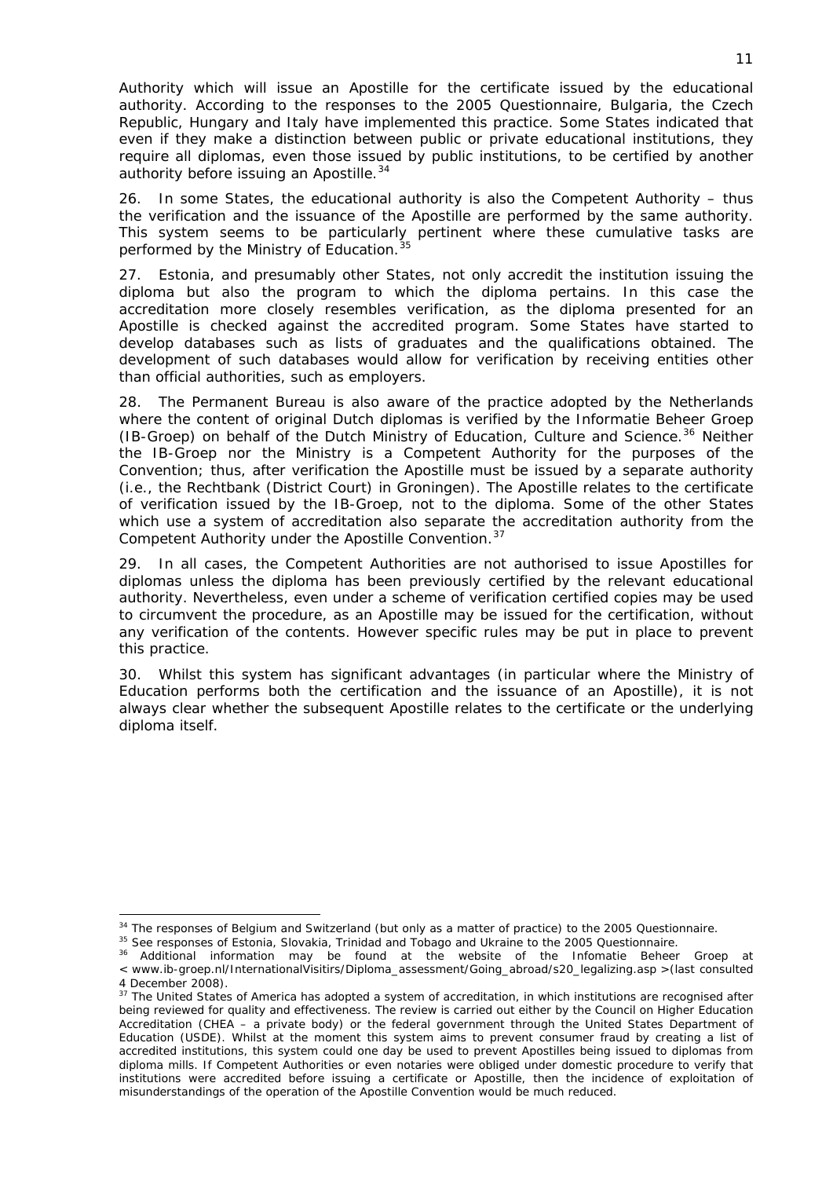Authority which will issue an Apostille for the certificate issued by the educational authority. According to the responses to the 2005 Questionnaire, Bulgaria, the Czech Republic, Hungary and Italy have implemented this practice. Some States indicated that even if they make a distinction between public or private educational institutions, they require all diplomas, even those issued by public institutions, to be certified by another authority before issuing an Apostille.[34]

26. In some States, the educational authority is also the Competent Authority – thus the verification and the issuance of the Apostille are performed by the same authority. This system seems to be particularly pertinent where these cumulative tasks are performed by the Ministry of Education.[35]

27. Estonia, and presumably other States, not only accredit the institution issuing the diploma but also the program to which the diploma pertains. In this case the accreditation more closely resembles verification, as the diploma presented for an Apostille is checked against the accredited program. Some States have started to develop databases such as lists of graduates and the qualifications obtained. The development of such databases would allow for verification by receiving entities other than official authorities, such as employers.

28. The Permanent Bureau is also aware of the practice adopted by the Netherlands where the content of original Dutch diplomas is verified by the Informatie Beheer Groep (IB-Groep) on behalf of the Dutch Ministry of Education, Culture and Science.[36] Neither the IB-Groep nor the Ministry is a Competent Authority for the purposes of the Convention; thus, after verification the Apostille must be issued by a separate authority (*i.e.*, the Rechtbank (District Court) in Groningen). The Apostille relates to the certificate of verification issued by the IB-Groep, not to the diploma. Some of the other States which use a system of accreditation also separate the accreditation authority from the Competent Authority under the Apostille Convention.[37]

29. In all cases, the Competent Authorities are not authorised to issue Apostilles for diplomas unless the diploma has been previously certified by the relevant educational authority. Nevertheless, even under a scheme of verification certified copies may be used to circumvent the procedure, as an Apostille may be issued for the certification, without any verification of the contents. However specific rules may be put in place to prevent this practice.

30. Whilst this system has significant advantages (in particular where the Ministry of Education performs both the certification and the issuance of an Apostille), it is not always clear whether the subsequent Apostille relates to the certificate or the underlying diploma itself.

---

[34] The responses of Belgium and Switzerland (but only as a matter of practice) to the 2005 Questionnaire.

[35] See responses of Estonia, Slovakia, Trinidad and Tobago and Ukraine to the 2005 Questionnaire.

[36] Additional information may be found at the website of the Infomatie Beheer Groep at < www.ib-groep.nl/InternationalVisitirs/Diploma_assessment/Going_abroad/s20_legalizing.asp >(last consulted 4 December 2008).

[37] The United States of America has adopted a system of accreditation, in which institutions are recognised after being reviewed for quality and effectiveness. The review is carried out either by the Council on Higher Education Accreditation (CHEA – a private body) or the federal government through the United States Department of Education (USDE). Whilst at the moment this system aims to prevent consumer fraud by creating a list of accredited institutions, this system could one day be used to prevent Apostilles being issued to diplomas from diploma mills. If Competent Authorities or even notaries were obliged under domestic procedure to verify that institutions were accredited before issuing a certificate or Apostille, then the incidence of exploitation of misunderstandings of the operation of the Apostille Convention would be much reduced.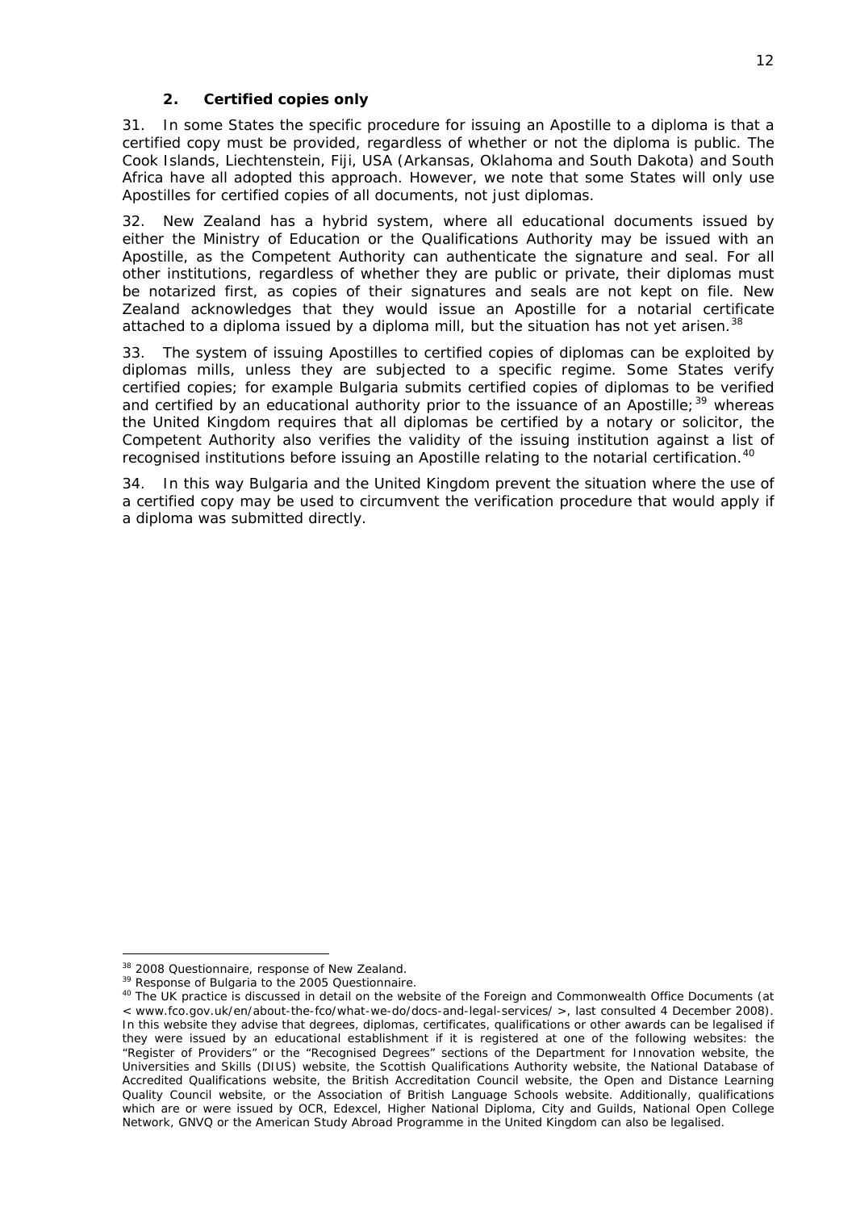### 2. Certified copies only

31. In some States the specific procedure for issuing an Apostille to a diploma is that a certified copy must be provided, regardless of whether or not the diploma is public. The Cook Islands, Liechtenstein, Fiji, USA (Arkansas, Oklahoma and South Dakota) and South Africa have all adopted this approach. However, we note that some States will only use Apostilles for certified copies of all documents, not just diplomas.

32. New Zealand has a hybrid system, where all educational documents issued by either the Ministry of Education or the Qualifications Authority may be issued with an Apostille, as the Competent Authority can authenticate the signature and seal. For all other institutions, regardless of whether they are public or private, their diplomas must be notarized first, as copies of their signatures and seals are not kept on file. New Zealand acknowledges that they would issue an Apostille for a notarial certificate attached to a diploma issued by a diploma mill, but the situation has not yet arisen.[38]

33. The system of issuing Apostilles to certified copies of diplomas can be exploited by diplomas mills, unless they are subjected to a specific regime. Some States verify certified copies; for example Bulgaria submits certified copies of diplomas to be verified and certified by an educational authority prior to the issuance of an Apostille;[39] whereas the United Kingdom requires that all diplomas be certified by a notary or solicitor, the Competent Authority also verifies the validity of the issuing institution against a list of recognised institutions before issuing an Apostille relating to the notarial certification.[40]

34. In this way Bulgaria and the United Kingdom prevent the situation where the use of a certified copy may be used to circumvent the verification procedure that would apply if a diploma was submitted directly.

---

[38] 2008 Questionnaire, response of New Zealand.

[39] Response of Bulgaria to the 2005 Questionnaire.

[40] The UK practice is discussed in detail on the website of the Foreign and Commonwealth Office Documents (at < www.fco.gov.uk/en/about-the-fco/what-we-do/docs-and-legal-services/ >, last consulted 4 December 2008). In this website they advise that degrees, diplomas, certificates, qualifications or other awards can be legalised if they were issued by an educational establishment if it is registered at one of the following websites: the "Register of Providers" or the "Recognised Degrees" sections of the Department for Innovation website, the Universities and Skills (DIUS) website, the Scottish Qualifications Authority website, the National Database of Accredited Qualifications website, the British Accreditation Council website, the Open and Distance Learning Quality Council website, or the Association of British Language Schools website. Additionally, qualifications which are or were issued by OCR, Edexcel, Higher National Diploma, City and Guilds, National Open College Network, GNVQ or the American Study Abroad Programme in the United Kingdom can also be legalised.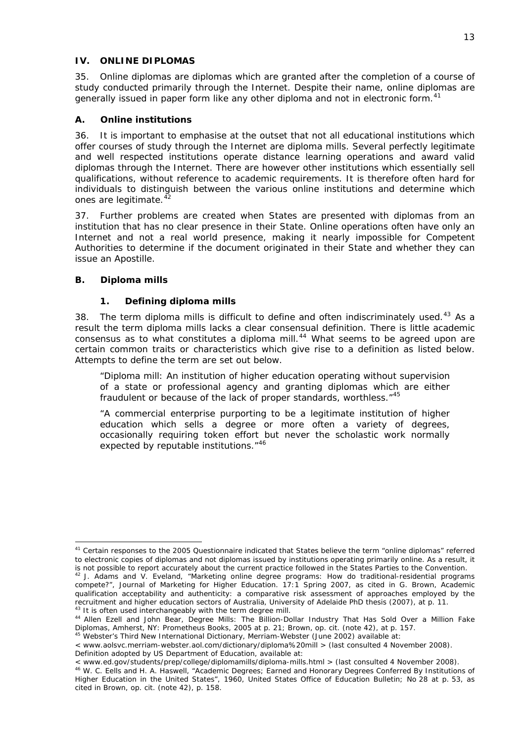## IV. ONLINE DIPLOMAS

35. Online diplomas are diplomas which are granted after the completion of a course of study conducted primarily through the Internet. Despite their name, online diplomas are generally issued in paper form like any other diploma and not in electronic form.[41]

### A. Online institutions

36. It is important to emphasise at the outset that not all educational institutions which offer courses of study through the Internet are diploma mills. Several perfectly legitimate and well respected institutions operate distance learning operations and award valid diplomas through the Internet. There are however other institutions which essentially sell qualifications, without reference to academic requirements. It is therefore often hard for individuals to distinguish between the various online institutions and determine which ones are legitimate.[42]

37. Further problems are created when States are presented with diplomas from an institution that has no clear presence in their State. Online operations often have only an Internet and not a real world presence, making it nearly impossible for Competent Authorities to determine if the document originated in their State and whether they can issue an Apostille.

### B. Diploma mills

#### 1. Defining diploma mills

38. The term diploma mills is difficult to define and often indiscriminately used.[43] As a result the term diploma mills lacks a clear consensual definition. There is little academic consensus as to what constitutes a diploma mill.[44] What seems to be agreed upon are certain common traits or characteristics which give rise to a definition as listed below. Attempts to define the term are set out below.

> "Diploma mill: An institution of higher education operating without supervision of a state or professional agency and granting diplomas which are either fraudulent or because of the lack of proper standards, worthless."[45]

> "A commercial enterprise purporting to be a legitimate institution of higher education which sells a degree or more often a variety of degrees, occasionally requiring token effort but never the scholastic work normally expected by reputable institutions."[46]

---

[41] Certain responses to the 2005 Questionnaire indicated that States believe the term "online diplomas" referred to electronic copies of diplomas and not diplomas issued by institutions operating primarily online. As a result, it is not possible to report accurately about the current practice followed in the States Parties to the Convention.

[42] J. Adams and V. Eveland, "Marketing online degree programs: How do traditional-residential programs compete?", Journal of Marketing for Higher Education. 17:1 Spring 2007, as cited in G. Brown, Academic qualification acceptability and authenticity: a comparative risk assessment of approaches employed by the recruitment and higher education sectors of Australia, University of Adelaide PhD thesis (2007), at p. 11.

[43] It is often used interchangeably with the term degree mill.

[44] Allen Ezell and John Bear, Degree Mills: The Billion-Dollar Industry That Has Sold Over a Million Fake Diplomas, Amherst, NY: Prometheus Books, 2005 at p. 21; Brown, op. cit. (note 42), at p. 157.

[45] Webster's Third New International Dictionary, Merriam-Webster (June 2002) available at:
< www.aolsvc.merriam-webster.aol.com/dictionary/diploma%20mill > (last consulted 4 November 2008).
Definition adopted by US Department of Education, available at:
< www.ed.gov/students/prep/college/diplomamills/diploma-mills.html > (last consulted 4 November 2008).

[46] W. C. Eells and H. A. Haswell, "Academic Degrees; Earned and Honorary Degrees Conferred By Institutions of Higher Education in the United States", 1960, United States Office of Education Bulletin; No 28 at p. 53, as cited in Brown, op. cit. (note 42), p. 158.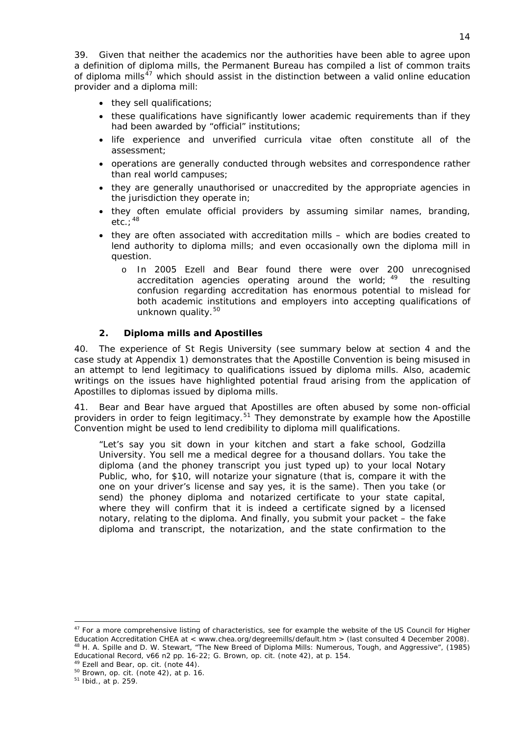39. Given that neither the academics nor the authorities have been able to agree upon a definition of diploma mills, the Permanent Bureau has compiled a list of common traits of diploma mills[47] which should assist in the distinction between a valid online education provider and a diploma mill:

- they sell qualifications;
- these qualifications have significantly lower academic requirements than if they had been awarded by "official" institutions;
- life experience and unverified curricula vitae often constitute all of the assessment;
- operations are generally conducted through websites and correspondence rather than real world campuses;
- they are generally unauthorised or unaccredited by the appropriate agencies in the jurisdiction they operate in;
- they often emulate official providers by assuming similar names, branding, etc.;[48]
- they are often associated with accreditation mills – which are bodies created to lend authority to diploma mills; and even occasionally own the diploma mill in question.
  - In 2005 Ezell and Bear found there were over 200 unrecognised accreditation agencies operating around the world;[49] the resulting confusion regarding accreditation has enormous potential to mislead for both academic institutions and employers into accepting qualifications of unknown quality.[50]

### 2. Diploma mills and Apostilles

40. The experience of St Regis University (see summary below at section 4 and the case study at Appendix 1) demonstrates that the Apostille Convention is being misused in an attempt to lend legitimacy to qualifications issued by diploma mills. Also, academic writings on the issues have highlighted potential fraud arising from the application of Apostilles to diplomas issued by diploma mills.

41. Bear and Bear have argued that Apostilles are often abused by some non-official providers in order to feign legitimacy.[51] They demonstrate by example how the Apostille Convention might be used to lend credibility to diploma mill qualifications.

> "Let's say you sit down in your kitchen and start a fake school, Godzilla University. You sell me a medical degree for a thousand dollars. You take the diploma (and the phoney transcript you just typed up) to your local Notary Public, who, for $10, will notarize your signature (that is, compare it with the one on your driver's license and say yes, it is the same). Then you take (or send) the phoney diploma and notarized certificate to your state capital, where they will confirm that it is indeed a certificate signed by a licensed notary, relating to the diploma. And finally, you submit your packet – the fake diploma and transcript, the notarization, and the state confirmation to the

---

[47] For a more comprehensive listing of characteristics, see for example the website of the US Council for Higher Education Accreditation CHEA at < www.chea.org/degreemills/default.htm > (last consulted 4 December 2008).

[48] H. A. Spille and D. W. Stewart, "The New Breed of Diploma Mills: Numerous, Tough, and Aggressive", (1985) Educational Record, v66 n2 pp. 16-22; G. Brown, op. cit. (note 42), at p. 154.

[49] Ezell and Bear, op. cit. (note 44).

[50] Brown, op. cit. (note 42), at p. 16.

[51] Ibid., at p. 259.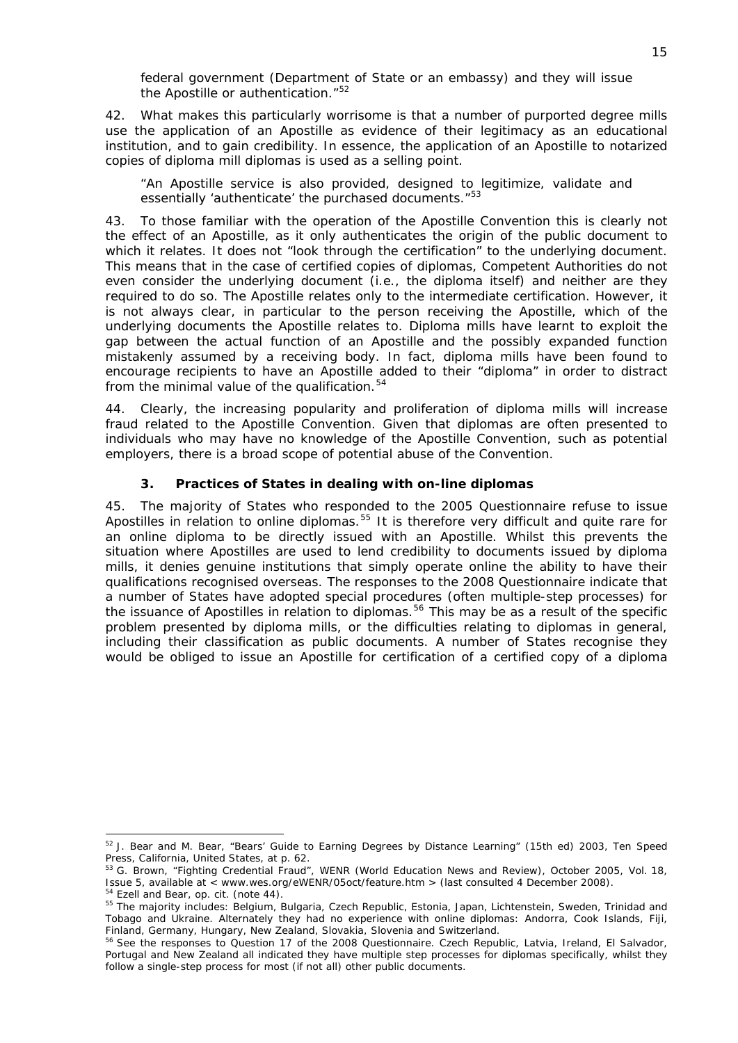federal government (Department of State or an embassy) and they will issue the Apostille or authentication."[52]

42. What makes this particularly worrisome is that a number of purported degree mills use the application of an Apostille as evidence of their legitimacy as an educational institution, and to gain credibility. In essence, the application of an Apostille to notarized copies of diploma mill diplomas is used as a selling point.

> "An Apostille service is also provided, designed to legitimize, validate and essentially 'authenticate' the purchased documents."[53]

43. To those familiar with the operation of the Apostille Convention this is clearly not the effect of an Apostille, as it only authenticates the origin of the public document to which it relates. It does not "look through the certification" to the underlying document. This means that in the case of certified copies of diplomas, Competent Authorities do not even consider the underlying document (*i.e.*, the diploma itself) and neither are they required to do so. The Apostille relates only to the intermediate certification. However, it is not always clear, in particular to the person receiving the Apostille, which of the underlying documents the Apostille relates to. Diploma mills have learnt to exploit the gap between the actual function of an Apostille and the possibly expanded function mistakenly assumed by a receiving body. In fact, diploma mills have been found to encourage recipients to have an Apostille added to their "diploma" in order to distract from the minimal value of the qualification.[54]

44. Clearly, the increasing popularity and proliferation of diploma mills will increase fraud related to the Apostille Convention. Given that diplomas are often presented to individuals who may have no knowledge of the Apostille Convention, such as potential employers, there is a broad scope of potential abuse of the Convention.

### 3. Practices of States in dealing with on-line diplomas

45. The majority of States who responded to the 2005 Questionnaire refuse to issue Apostilles in relation to online diplomas.[55] It is therefore very difficult and quite rare for an online diploma to be directly issued with an Apostille. Whilst this prevents the situation where Apostilles are used to lend credibility to documents issued by diploma mills, it denies genuine institutions that simply operate online the ability to have their qualifications recognised overseas. The responses to the 2008 Questionnaire indicate that a number of States have adopted special procedures (often multiple-step processes) for the issuance of Apostilles in relation to diplomas.[56] This may be as a result of the specific problem presented by diploma mills, or the difficulties relating to diplomas in general, including their classification as public documents. A number of States recognise they would be obliged to issue an Apostille for certification of a certified copy of a diploma

---

[52] J. Bear and M. Bear, "Bears' Guide to Earning Degrees by Distance Learning" (15th ed) 2003, Ten Speed Press, California, United States, at p. 62.

[53] G. Brown, "Fighting Credential Fraud", WENR (World Education News and Review), October 2005, Vol. 18, Issue 5, available at < www.wes.org/eWENR/05oct/feature.htm > (last consulted 4 December 2008).

[54] Ezell and Bear, *op. cit.* (note 44).

[55] The majority includes: Belgium, Bulgaria, Czech Republic, Estonia, Japan, Lichtenstein, Sweden, Trinidad and Tobago and Ukraine. Alternately they had no experience with online diplomas: Andorra, Cook Islands, Fiji, Finland, Germany, Hungary, New Zealand, Slovakia, Slovenia and Switzerland.

[56] See the responses to Question 17 of the 2008 Questionnaire. Czech Republic, Latvia, Ireland, El Salvador, Portugal and New Zealand all indicated they have multiple step processes for diplomas specifically, whilst they follow a single-step process for most (if not all) other public documents.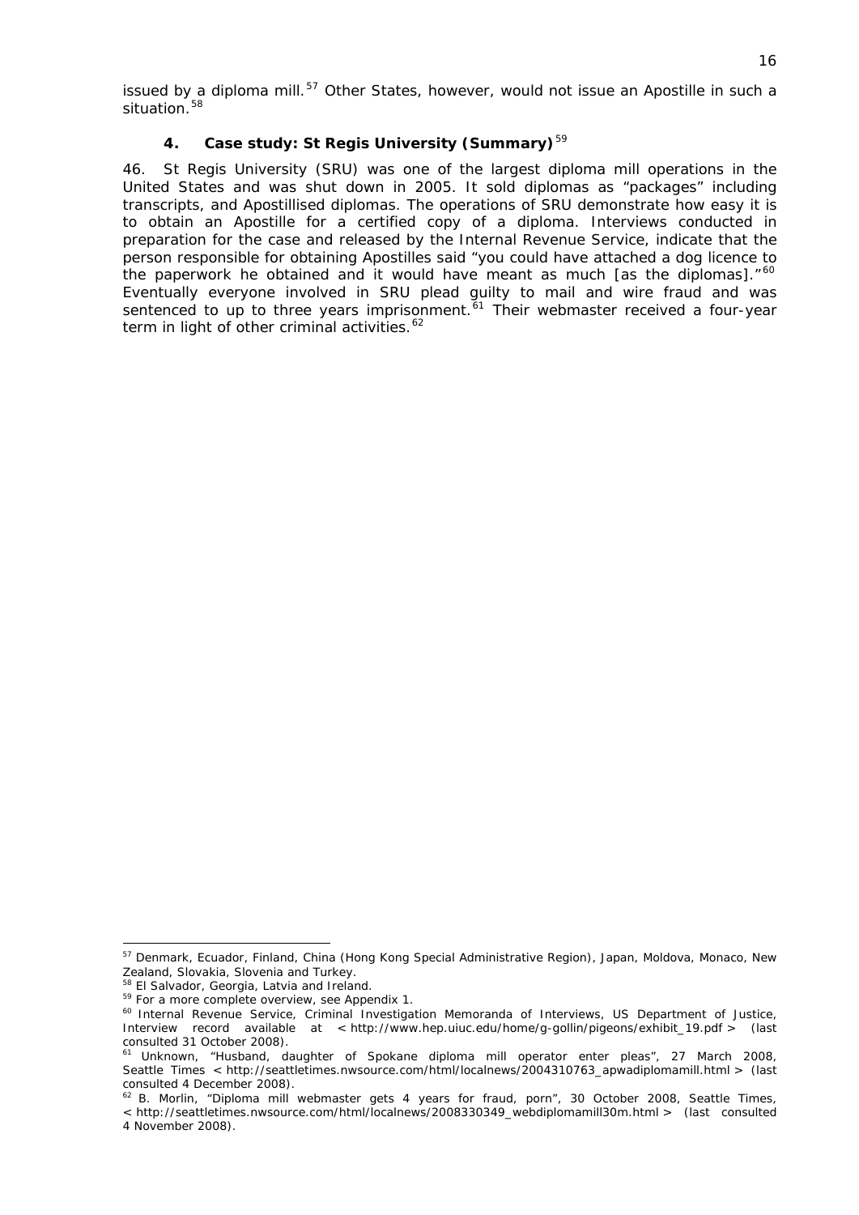issued by a diploma mill.[57] Other States, however, would not issue an Apostille in such a situation.[58]

### 4. Case study: St Regis University (Summary)[59]

46. St Regis University (SRU) was one of the largest diploma mill operations in the United States and was shut down in 2005. It sold diplomas as "packages" including transcripts, and Apostillised diplomas. The operations of SRU demonstrate how easy it is to obtain an Apostille for a certified copy of a diploma. Interviews conducted in preparation for the case and released by the Internal Revenue Service, indicate that the person responsible for obtaining Apostilles said "you could have attached a dog licence to the paperwork he obtained and it would have meant as much [as the diplomas]."[60] Eventually everyone involved in SRU plead guilty to mail and wire fraud and was sentenced to up to three years imprisonment.[61] Their webmaster received a four-year term in light of other criminal activities.[62]

---

[57] Denmark, Ecuador, Finland, China (Hong Kong Special Administrative Region), Japan, Moldova, Monaco, New Zealand, Slovakia, Slovenia and Turkey.

[58] El Salvador, Georgia, Latvia and Ireland.

[59] For a more complete overview, see Appendix 1.

[60] Internal Revenue Service, Criminal Investigation Memoranda of Interviews, US Department of Justice, Interview record available at < http://www.hep.uiuc.edu/home/g-gollin/pigeons/exhibit_19.pdf > (last consulted 31 October 2008).

[61] Unknown, "Husband, daughter of Spokane diploma mill operator enter pleas", 27 March 2008, Seattle Times < http://seattletimes.nwsource.com/html/localnews/2004310763_apwadiplomamill.html > (last consulted 4 December 2008).

[62] B. Morlin, "Diploma mill webmaster gets 4 years for fraud, porn", 30 October 2008, Seattle Times, < http://seattletimes.nwsource.com/html/localnews/2008330349_webdiplomamill30m.html > (last consulted 4 November 2008).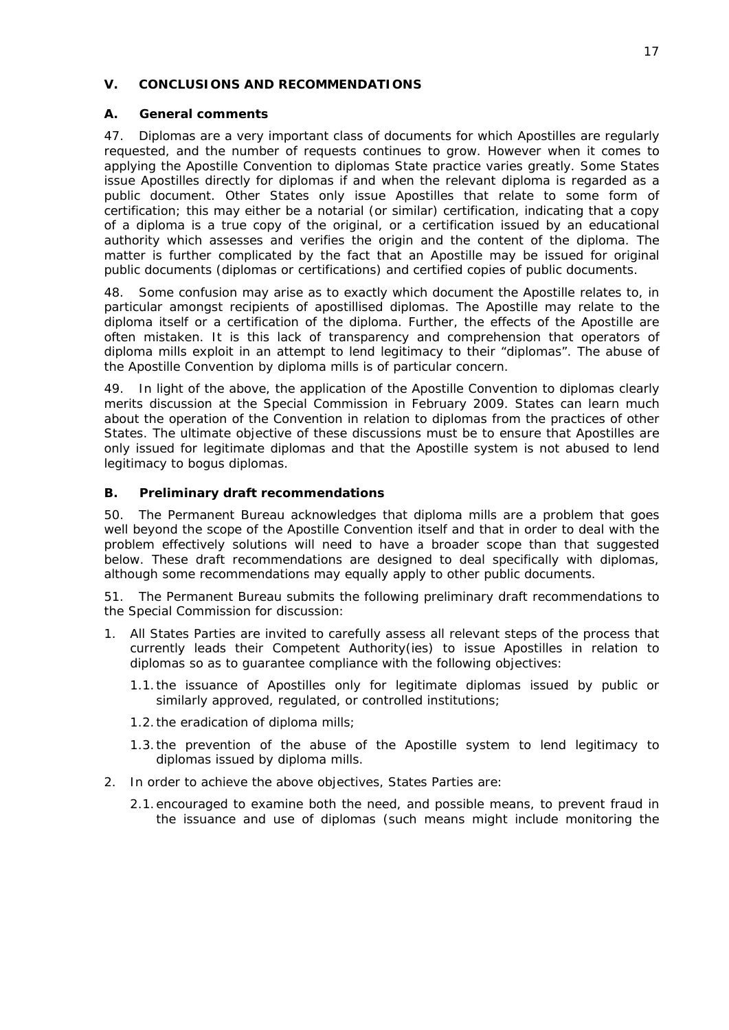## V. CONCLUSIONS AND RECOMMENDATIONS

### A. General comments

47. Diplomas are a very important class of documents for which Apostilles are regularly requested, and the number of requests continues to grow. However when it comes to applying the Apostille Convention to diplomas State practice varies greatly. Some States issue Apostilles directly for diplomas if and when the relevant diploma is regarded as a public document. Other States only issue Apostilles that relate to some form of certification; this may either be a notarial (or similar) certification, indicating that a copy of a diploma is a true copy of the original, or a certification issued by an educational authority which assesses and verifies the origin and the content of the diploma. The matter is further complicated by the fact that an Apostille may be issued for original public documents (diplomas or certifications) and certified copies of public documents.

48. Some confusion may arise as to exactly which document the Apostille relates to, in particular amongst recipients of apostillised diplomas. The Apostille may relate to the diploma itself or a certification of the diploma. Further, the effects of the Apostille are often mistaken. It is this lack of transparency and comprehension that operators of diploma mills exploit in an attempt to lend legitimacy to their "diplomas". The abuse of the Apostille Convention by diploma mills is of particular concern.

49. In light of the above, the application of the Apostille Convention to diplomas clearly merits discussion at the Special Commission in February 2009. States can learn much about the operation of the Convention in relation to diplomas from the practices of other States. The ultimate objective of these discussions must be to ensure that Apostilles are only issued for legitimate diplomas and that the Apostille system is not abused to lend legitimacy to bogus diplomas.

### B. Preliminary draft recommendations

50. The Permanent Bureau acknowledges that diploma mills are a problem that goes well beyond the scope of the Apostille Convention itself and that in order to deal with the problem effectively solutions will need to have a broader scope than that suggested below. These draft recommendations are designed to deal specifically with diplomas, although some recommendations may equally apply to other public documents.

51. The Permanent Bureau submits the following preliminary draft recommendations to the Special Commission for discussion:

1. All States Parties are invited to carefully assess all relevant steps of the process that currently leads their Competent Authority(ies) to issue Apostilles in relation to diplomas so as to guarantee compliance with the following objectives:
   1.1. the issuance of Apostilles only for legitimate diplomas issued by public or similarly approved, regulated, or controlled institutions;
   1.2. the eradication of diploma mills;
   1.3. the prevention of the abuse of the Apostille system to lend legitimacy to diplomas issued by diploma mills.
2. In order to achieve the above objectives, States Parties are:
   2.1. encouraged to examine both the need, and possible means, to prevent fraud in the issuance and use of diplomas (such means might include monitoring the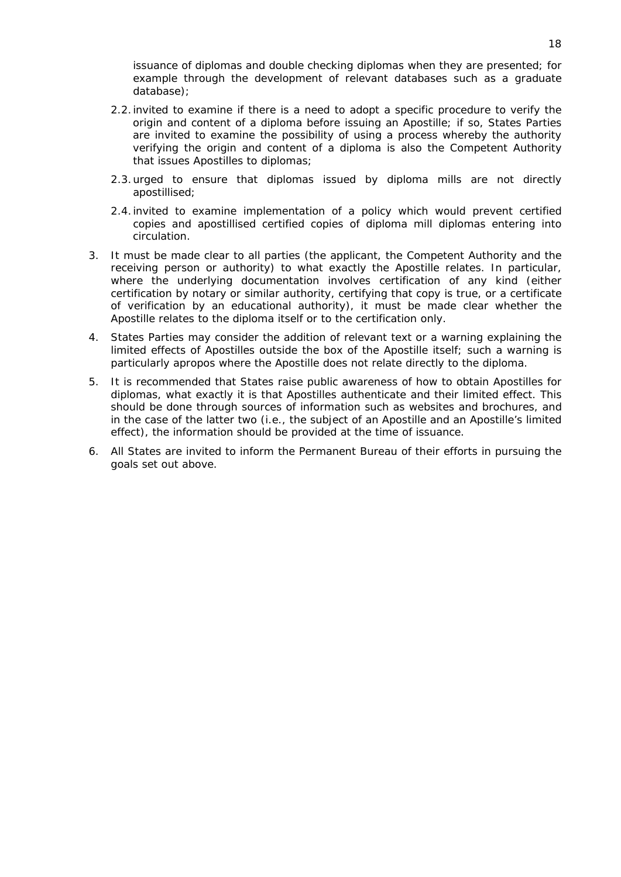issuance of diplomas and double checking diplomas when they are presented; for example through the development of relevant databases such as a graduate database);

2.2. invited to examine if there is a need to adopt a specific procedure to verify the origin and content of a diploma before issuing an Apostille; if so, States Parties are invited to examine the possibility of using a process whereby the authority verifying the origin and content of a diploma is also the Competent Authority that issues Apostilles to diplomas;

2.3. urged to ensure that diplomas issued by diploma mills are not directly apostillised;

2.4. invited to examine implementation of a policy which would prevent certified copies and apostillised certified copies of diploma mill diplomas entering into circulation.

3. It must be made clear to all parties (the applicant, the Competent Authority and the receiving person or authority) to what exactly the Apostille relates. In particular, where the underlying documentation involves certification of any kind (either certification by notary or similar authority, certifying that copy is true, or a certificate of verification by an educational authority), it must be made clear whether the Apostille relates to the diploma itself or to the certification only.

4. States Parties may consider the addition of relevant text or a warning explaining the limited effects of Apostilles outside the box of the Apostille itself; such a warning is particularly apropos where the Apostille does not relate directly to the diploma.

5. It is recommended that States raise public awareness of how to obtain Apostilles for diplomas, what exactly it is that Apostilles authenticate and their limited effect. This should be done through sources of information such as websites and brochures, and in the case of the latter two (i.e., the subject of an Apostille and an Apostille's limited effect), the information should be provided at the time of issuance.

6. All States are invited to inform the Permanent Bureau of their efforts in pursuing the goals set out above.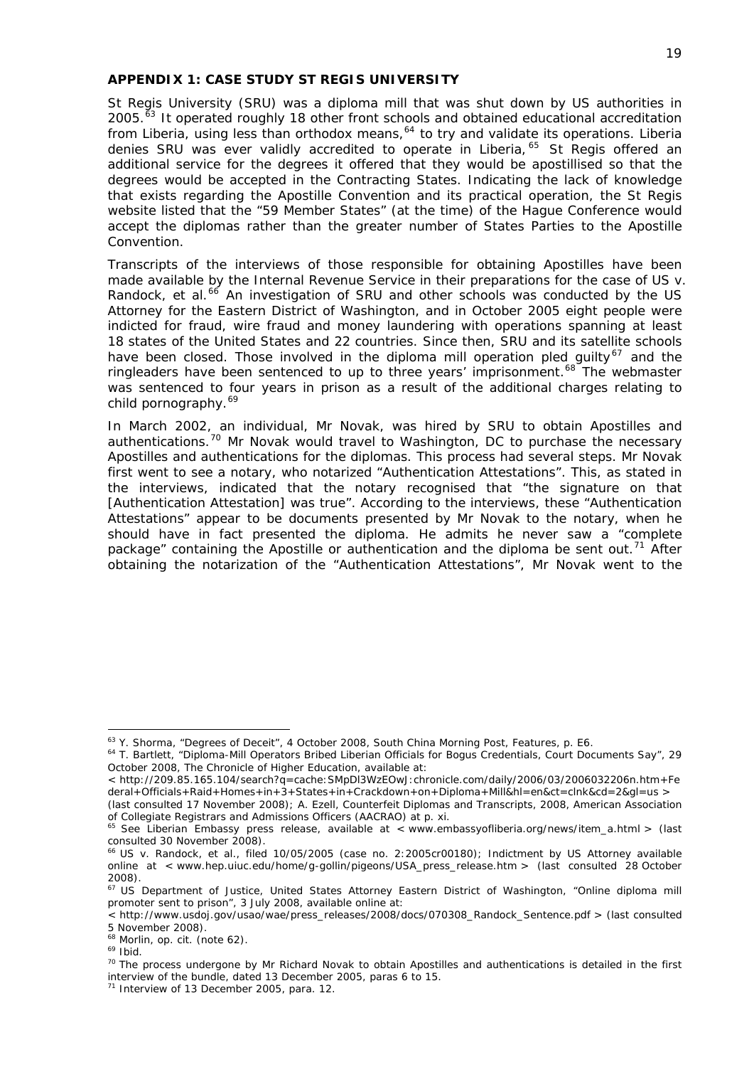**APPENDIX 1: CASE STUDY ST REGIS UNIVERSITY**

St Regis University (SRU) was a diploma mill that was shut down by US authorities in 2005.[63] It operated roughly 18 other front schools and obtained educational accreditation from Liberia, using less than orthodox means,[64] to try and validate its operations. Liberia denies SRU was ever validly accredited to operate in Liberia,[65] St Regis offered an additional service for the degrees it offered that they would be apostillised so that the degrees would be accepted in the Contracting States. Indicating the lack of knowledge that exists regarding the Apostille Convention and its practical operation, the St Regis website listed that the "59 Member States" (at the time) of the Hague Conference would accept the diplomas rather than the greater number of States Parties to the Apostille Convention.

Transcripts of the interviews of those responsible for obtaining Apostilles have been made available by the Internal Revenue Service in their preparations for the case of US v. Randock, et al.[66] An investigation of SRU and other schools was conducted by the US Attorney for the Eastern District of Washington, and in October 2005 eight people were indicted for fraud, wire fraud and money laundering with operations spanning at least 18 states of the United States and 22 countries. Since then, SRU and its satellite schools have been closed. Those involved in the diploma mill operation pled guilty[67] and the ringleaders have been sentenced to up to three years' imprisonment.[68] The webmaster was sentenced to four years in prison as a result of the additional charges relating to child pornography.[69]

In March 2002, an individual, Mr Novak, was hired by SRU to obtain Apostilles and authentications.[70] Mr Novak would travel to Washington, DC to purchase the necessary Apostilles and authentications for the diplomas. This process had several steps. Mr Novak first went to see a notary, who notarized "Authentication Attestations". This, as stated in the interviews, indicated that the notary recognised that "the signature on that [Authentication Attestation] was true". According to the interviews, these "Authentication Attestations" appear to be documents presented by Mr Novak to the notary, when he should have in fact presented the diploma. He admits he never saw a "complete package" containing the Apostille or authentication and the diploma be sent out.[71] After obtaining the notarization of the "Authentication Attestations", Mr Novak went to the

---

[63] Y. Shorma, "Degrees of Deceit", 4 October 2008, South China Morning Post, Features, p. E6.

[64] T. Bartlett, "Diploma-Mill Operators Bribed Liberian Officials for Bogus Credentials, Court Documents Say", 29 October 2008, The Chronicle of Higher Education, available at: < http://209.85.165.104/search?q=cache:SMpDl3WzEOwJ:chronicle.com/daily/2006/03/2006032206n.htm+Federal+Officials+Raid+Homes+in+3+States+in+Crackdown+on+Diploma+Mill&hl=en&ct=clnk&cd=2&gl=us > (last consulted 17 November 2008); A. Ezell, Counterfeit Diplomas and Transcripts, 2008, American Association of Collegiate Registrars and Admissions Officers (AACRAO) at p. xi.

[65] See Liberian Embassy press release, available at < www.embassyofliberia.org/news/item_a.html > (last consulted 30 November 2008).

[66] US v. Randock, et al., filed 10/05/2005 (case no. 2:2005cr00180); Indictment by US Attorney available online at < www.hep.uiuc.edu/home/g-gollin/pigeons/USA_press_release.htm > (last consulted 28 October 2008).

[67] US Department of Justice, United States Attorney Eastern District of Washington, "Online diploma mill promoter sent to prison", 3 July 2008, available online at: < http://www.usdoj.gov/usao/wae/press_releases/2008/docs/070308_Randock_Sentence.pdf > (last consulted 5 November 2008).

[68] Morlin, op. cit. (note 62).

[69] Ibid.

[70] The process undergone by Mr Richard Novak to obtain Apostilles and authentications is detailed in the first interview of the bundle, dated 13 December 2005, paras 6 to 15.

[71] Interview of 13 December 2005, para. 12.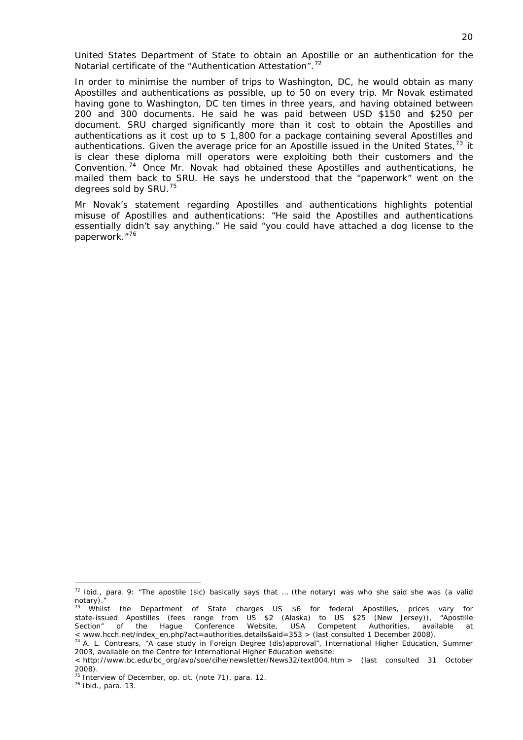United States Department of State to obtain an Apostille or an authentication for the Notarial certificate of the "Authentication Attestation".[72]

In order to minimise the number of trips to Washington, DC, he would obtain as many Apostilles and authentications as possible, up to 50 on every trip. Mr Novak estimated having gone to Washington, DC ten times in three years, and having obtained between 200 and 300 documents. He said he was paid between USD $150 and $250 per document. SRU charged significantly more than it cost to obtain the Apostilles and authentications as it cost up to $ 1,800 for a package containing several Apostilles and authentications. Given the average price for an Apostille issued in the United States,[73] it is clear these diploma mill operators were exploiting both their customers and the Convention.[74] Once Mr. Novak had obtained these Apostilles and authentications, he mailed them back to SRU. He says he understood that the "paperwork" went on the degrees sold by SRU.[75]

Mr Novak's statement regarding Apostilles and authentications highlights potential misuse of Apostilles and authentications: "He said the Apostilles and authentications essentially didn't say anything." He said "you could have attached a dog license to the paperwork."[76]

---

[72] *Ibid.*, para. 9: "The apostile (sic) basically says that … (the notary) was who she said she was (a valid notary)."

[73] Whilst the Department of State charges US $6 for federal Apostilles, prices vary for state-issued Apostilles (fees range from US $2 (Alaska) to US $25 (New Jersey)), "Apostille Section" of the Hague Conference Website, USA Competent Authorities, available at < www.hcch.net/index_en.php?act=authorities.details&aid=353 > (last consulted 1 December 2008).

[74] A. L. Contrears, "A case study in Foreign Degree (dis)approval", *International Higher Education*, Summer 2003, available on the Centre for International Higher Education website: < http://www.bc.edu/bc_org/avp/soe/cihe/newsletter/News32/text004.htm > (last consulted 31 October 2008).

[75] Interview of December, *op. cit.* (note 71), para. 12.

[76] *Ibid.*, para. 13.